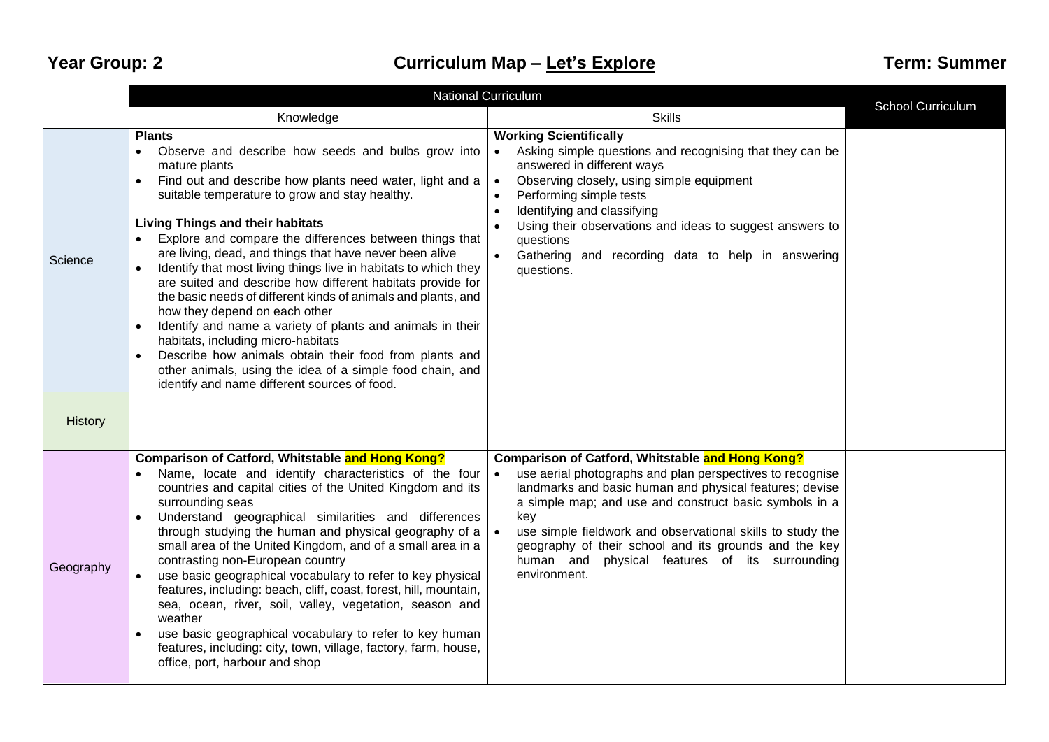**Year Group: 2** **Curriculum Map – Let's Explore** **Term: Summer**

| | National Curriculum | | School Curriculum |
|---|---|---|---|
| | Knowledge | Skills | |
| Science | **Plants**<br>• Observe and describe how seeds and bulbs grow into mature plants<br>• Find out and describe how plants need water, light and a suitable temperature to grow and stay healthy.<br><br>**Living Things and their habitats**<br>• Explore and compare the differences between things that are living, dead, and things that have never been alive<br>• Identify that most living things live in habitats to which they are suited and describe how different habitats provide for the basic needs of different kinds of animals and plants, and how they depend on each other<br>• Identify and name a variety of plants and animals in their habitats, including micro-habitats<br>• Describe how animals obtain their food from plants and other animals, using the idea of a simple food chain, and identify and name different sources of food. | **Working Scientifically**<br>• Asking simple questions and recognising that they can be answered in different ways<br>• Observing closely, using simple equipment<br>• Performing simple tests<br>• Identifying and classifying<br>• Using their observations and ideas to suggest answers to questions<br>• Gathering and recording data to help in answering questions. | |
| History | | | |
| Geography | **Comparison of Catford, Whitstable and Hong Kong?**<br>• Name, locate and identify characteristics of the four countries and capital cities of the United Kingdom and its surrounding seas<br>• Understand geographical similarities and differences through studying the human and physical geography of a small area of the United Kingdom, and of a small area in a contrasting non-European country<br>• use basic geographical vocabulary to refer to key physical features, including: beach, cliff, coast, forest, hill, mountain, sea, ocean, river, soil, valley, vegetation, season and weather<br>• use basic geographical vocabulary to refer to key human features, including: city, town, village, factory, farm, house, office, port, harbour and shop | **Comparison of Catford, Whitstable and Hong Kong?**<br>• use aerial photographs and plan perspectives to recognise landmarks and basic human and physical features; devise a simple map; and use and construct basic symbols in a key<br>• use simple fieldwork and observational skills to study the geography of their school and its grounds and the key human and physical features of its surrounding environment. | |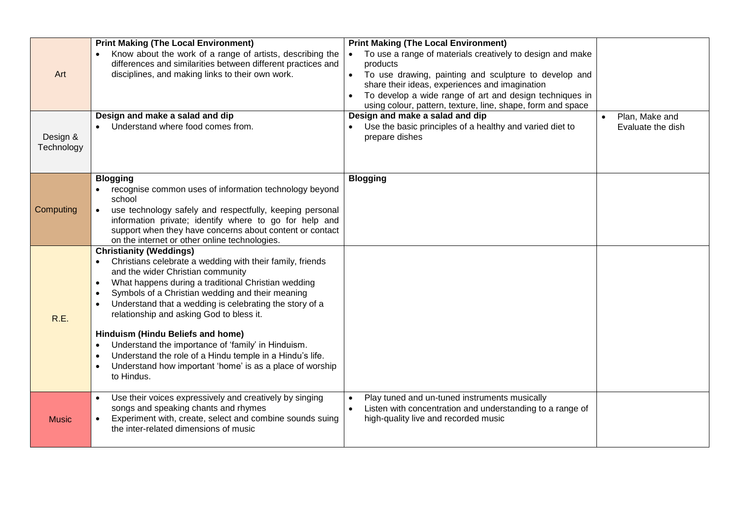| | | | |
|---|---|---|---|
| Art | **Print Making (The Local Environment)**<br>• Know about the work of a range of artists, describing the differences and similarities between different practices and disciplines, and making links to their own work. | **Print Making (The Local Environment)**<br>• To use a range of materials creatively to design and make products<br>• To use drawing, painting and sculpture to develop and share their ideas, experiences and imagination<br>• To develop a wide range of art and design techniques in using colour, pattern, texture, line, shape, form and space | |
| Design & Technology | **Design and make a salad and dip**<br>• Understand where food comes from. | **Design and make a salad and dip**<br>• Use the basic principles of a healthy and varied diet to prepare dishes | • Plan, Make and Evaluate the dish |
| Computing | **Blogging**<br>• recognise common uses of information technology beyond school<br>• use technology safely and respectfully, keeping personal information private; identify where to go for help and support when they have concerns about content or contact on the internet or other online technologies. | **Blogging** | |
| R.E. | **Christianity (Weddings)**<br>• Christians celebrate a wedding with their family, friends and the wider Christian community<br>• What happens during a traditional Christian wedding<br>• Symbols of a Christian wedding and their meaning<br>• Understand that a wedding is celebrating the story of a relationship and asking God to bless it.<br><br>**Hinduism (Hindu Beliefs and home)**<br>• Understand the importance of 'family' in Hinduism.<br>• Understand the role of a Hindu temple in a Hindu's life.<br>• Understand how important 'home' is as a place of worship to Hindus. | | |
| Music | • Use their voices expressively and creatively by singing songs and speaking chants and rhymes<br>• Experiment with, create, select and combine sounds suing the inter-related dimensions of music | • Play tuned and un-tuned instruments musically<br>• Listen with concentration and understanding to a range of high-quality live and recorded music | |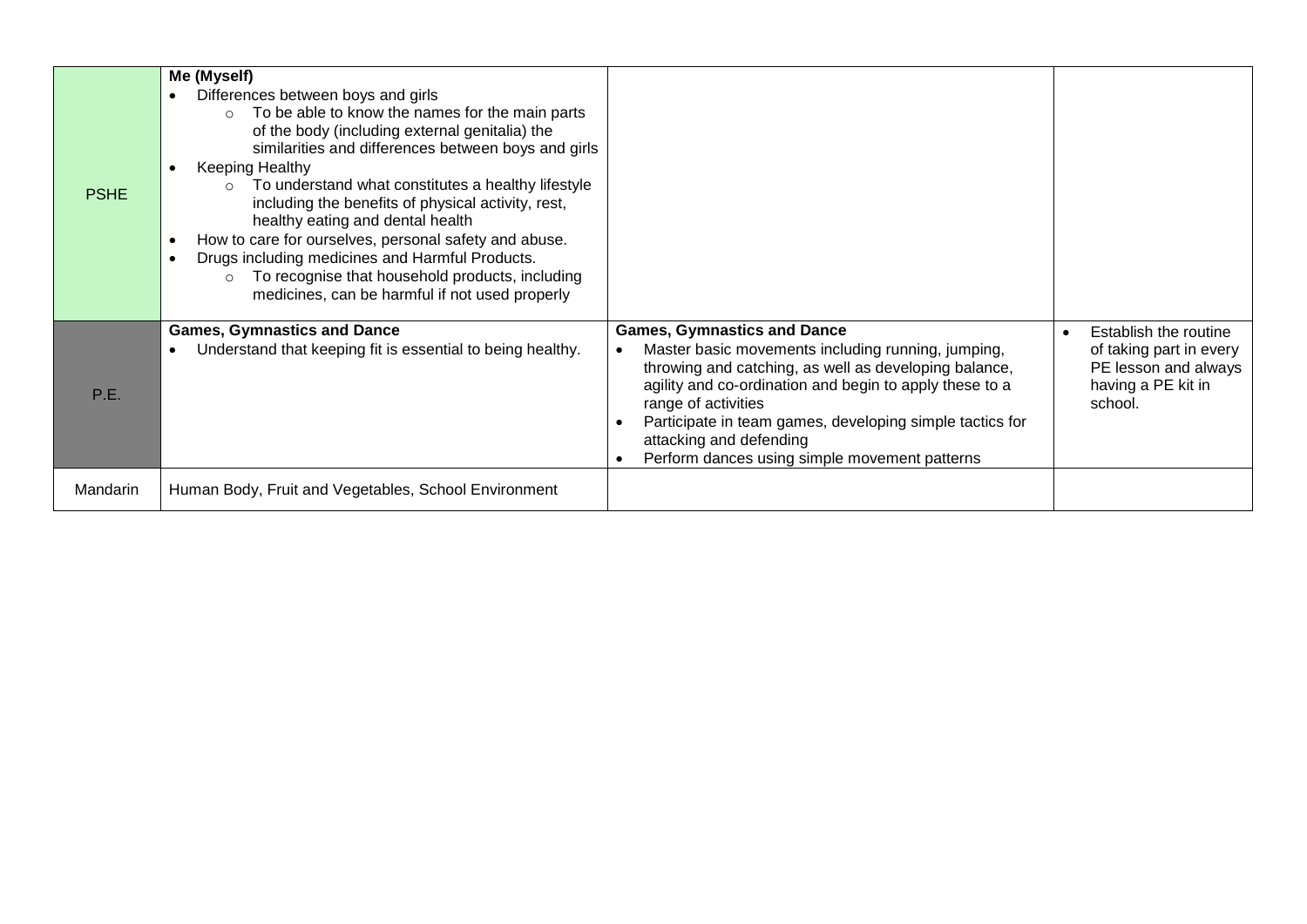| | | | |
|---|---|---|---|
| PSHE | **Me (Myself)**<br>• Differences between boys and girls<br>  ○ To be able to know the names for the main parts of the body (including external genitalia) the similarities and differences between boys and girls<br>• Keeping Healthy<br>  ○ To understand what constitutes a healthy lifestyle including the benefits of physical activity, rest, healthy eating and dental health<br>• How to care for ourselves, personal safety and abuse.<br>• Drugs including medicines and Harmful Products.<br>  ○ To recognise that household products, including medicines, can be harmful if not used properly | | |
| P.E. | **Games, Gymnastics and Dance**<br>• Understand that keeping fit is essential to being healthy. | **Games, Gymnastics and Dance**<br>• Master basic movements including running, jumping, throwing and catching, as well as developing balance, agility and co-ordination and begin to apply these to a range of activities<br>• Participate in team games, developing simple tactics for attacking and defending<br>• Perform dances using simple movement patterns | • Establish the routine of taking part in every PE lesson and always having a PE kit in school. |
| Mandarin | Human Body, Fruit and Vegetables, School Environment | | |